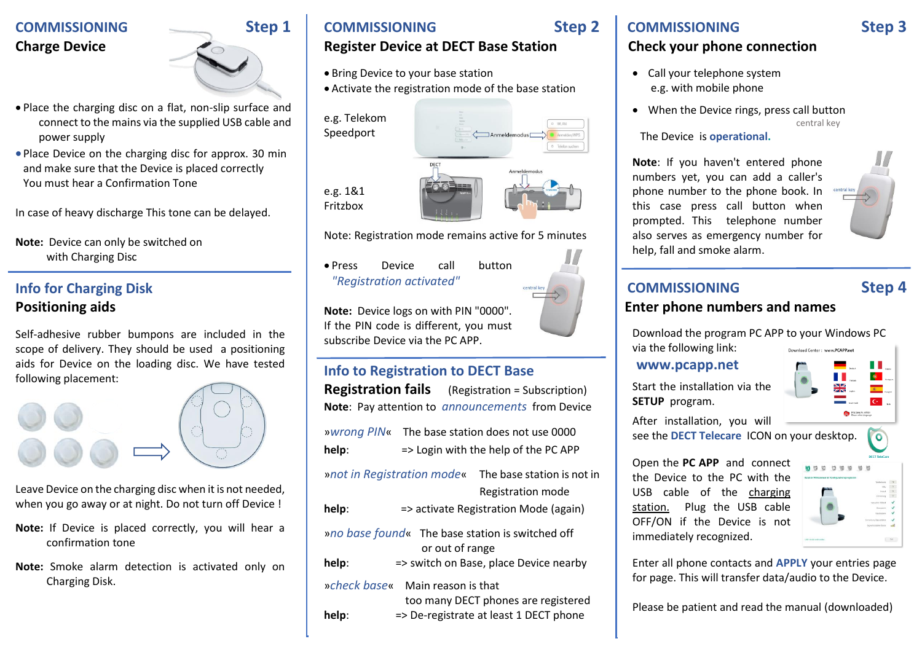## COMMISSIONING — Step 1

### Charge Device

- Place the charging disc on a flat, non-slip surface and connect to the mains via the supplied USB cable and power supply
- Place Device on the charging disc for approx. 30 min and make sure that the Device is placed correctly You must hear a Confirmation Tone

In case of heavy discharge This tone can be delayed.

**Note:** Device can only be switched on with Charging Disc

## Info for Charging Disk

### Positioning aids

Self-adhesive rubber bumpons are included in the scope of delivery. They should be used a positioning aids for Device on the loading disc. We have tested following placement:

Leave Device on the charging disc when it is not needed, when you go away or at night. Do not turn off Device !

**Note:** If Device is placed correctly, you will hear a confirmation tone

**Note:** Smoke alarm detection is activated only on Charging Disk.

## COMMISSIONING — Step 2

### Register Device at DECT Base Station

- Bring Device to your base station
- Activate the registration mode of the base station

e.g. Telekom Speedport

e.g. 1&1 Fritzbox

Note: Registration mode remains active for 5 minutes

- Press Device call button
  *"Registration activated"*

**Note:** Device logs on with PIN "0000". If the PIN code is different, you must subscribe Device via the PC APP.

## Info to Registration to DECT Base

### Registration fails (Registration = Subscription)

**Note**: Pay attention to *announcements* from Device

»*wrong PIN*« The base station does not use 0000
**help**: => Login with the help of the PC APP

»*not in Registration mode*« The base station is not in Registration mode
**help**: => activate Registration Mode (again)

»*no base found*« The base station is switched off or out of range
**help**: => switch on Base, place Device nearby

»*check base*« Main reason is that too many DECT phones are registered
**help**: => De-registrate at least 1 DECT phone

## COMMISSIONING — Step 3

### Check your phone connection

- Call your telephone system e.g. with mobile phone
- When the Device rings, press call button

The Device is **operational.**

**Note**: If you haven't entered phone numbers yet, you can add a caller's phone number to the phone book. In this case press call button when prompted. This telephone number also serves as emergency number for help, fall and smoke alarm.

## COMMISSIONING — Step 4

### Enter phone numbers and names

Download the program PC APP to your Windows PC via the following link:

**www.pcapp.net**

Start the installation via the **SETUP** program.

After installation, you will see the **DECT Telecare** ICON on your desktop.

Open the **PC APP** and connect the Device to the PC with the USB cable of the charging station. Plug the USB cable OFF/ON if the Device is not immediately recognized.

Enter all phone contacts and **APPLY** your entries page for page. This will transfer data/audio to the Device.

Please be patient and read the manual (downloaded)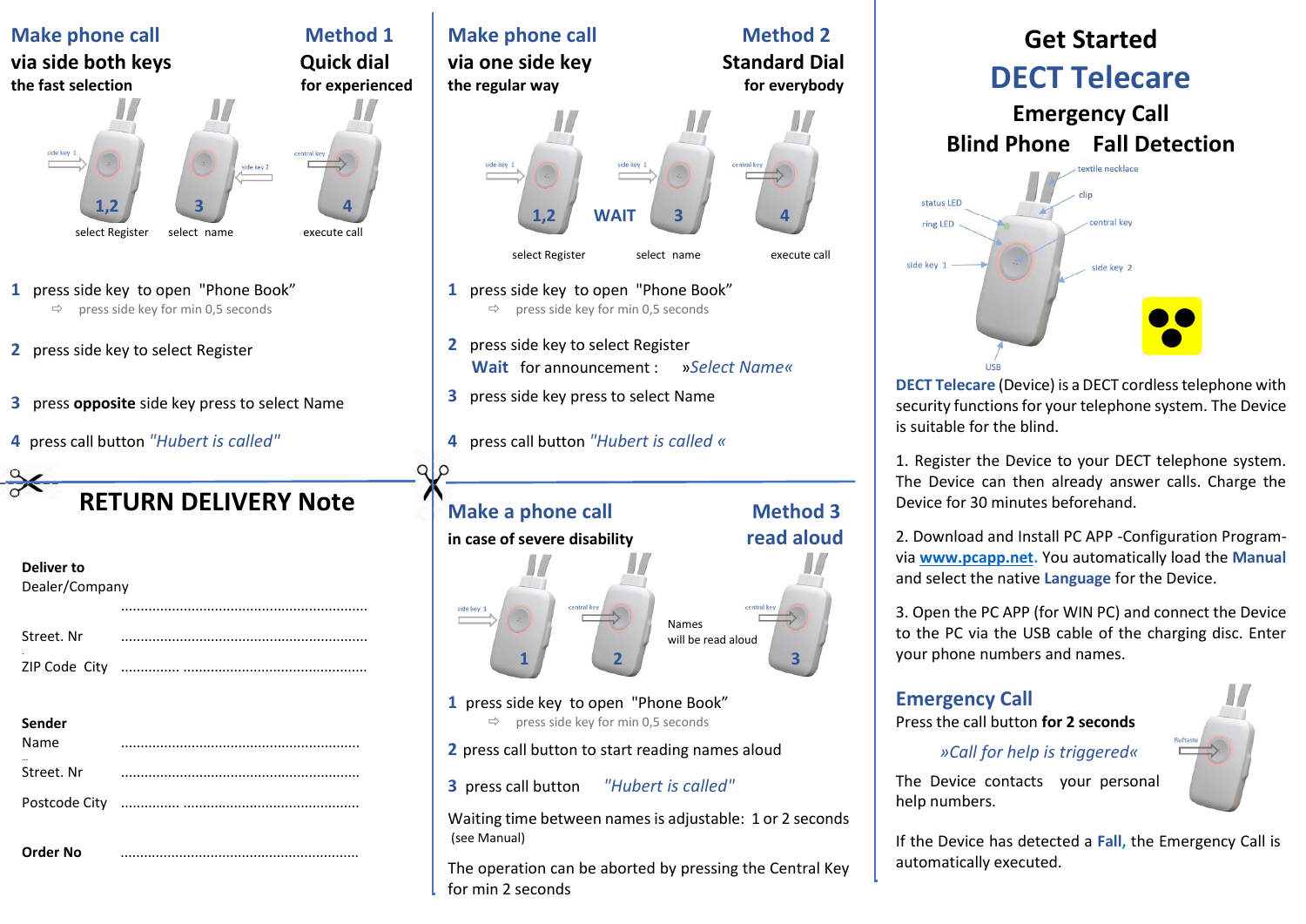## Make phone call via side both keys — Method 1 Quick dial

**the fast selection** — **for experienced**

side key 1 — side key 2 — central key

1,2 select Register — 3 select name — 4 execute call

**1** press side key to open "Phone Book"
⇨ press side key for min 0,5 seconds

**2** press side key to select Register

**3** press **opposite** side key press to select Name

**4** press call button *"Hubert is called"*

## Make phone call via one side key — Method 2 Standard Dial

**the regular way** — **for everybody**

side key 1 — side key 1 — central key

1,2 select Register — WAIT — 3 select name — 4 execute call

**1** press side key to open "Phone Book"
⇨ press side key for min 0,5 seconds

**2** press side key to select Register
**Wait** for announcement : »*Select Name«*

**3** press side key press to select Name

**4** press call button *"Hubert is called «*

## RETURN DELIVERY Note

**Deliver to**
Dealer/Company ..............................................................

Street. Nr ..............................................................

ZIP Code City ............... ..............................................

**Sender**
Name ............................................................

Street. Nr ............................................................

Postcode City .............. ............................................

**Order No** ............................................................

## Make a phone call — Method 3 read aloud

**in case of severe disability**

side key 1 — central key — central key

1 — 2 — Names will be read aloud — 3

**1** press side key to open "Phone Book"
⇨ press side key for min 0,5 seconds

**2** press call button to start reading names aloud

**3** press call button *"Hubert is called"*

Waiting time between names is adjustable: 1 or 2 seconds
(see Manual)

The operation can be aborted by pressing the Central Key for min 2 seconds

# Get Started
# DECT Telecare
## Emergency Call
## Blind Phone Fall Detection

textile necklace — clip — status LED — ring LED — central key — side key 1 — side key 2 — USB

**DECT Telecare** (Device) is a DECT cordless telephone with security functions for your telephone system. The Device is suitable for the blind.

1. Register the Device to your DECT telephone system. The Device can then already answer calls. Charge the Device for 30 minutes beforehand.

2. Download and Install PC APP -Configuration Program- via **www.pcapp.net**. You automatically load the **Manual** and select the native **Language** for the Device.

3. Open the PC APP (for WIN PC) and connect the Device to the PC via the USB cable of the charging disc. Enter your phone numbers and names.

## Emergency Call

Press the call button **for 2 seconds**

*»Call for help is triggered«*

Ruftaste

The Device contacts your personal help numbers.

If the Device has detected a **Fall,** the Emergency Call is automatically executed.